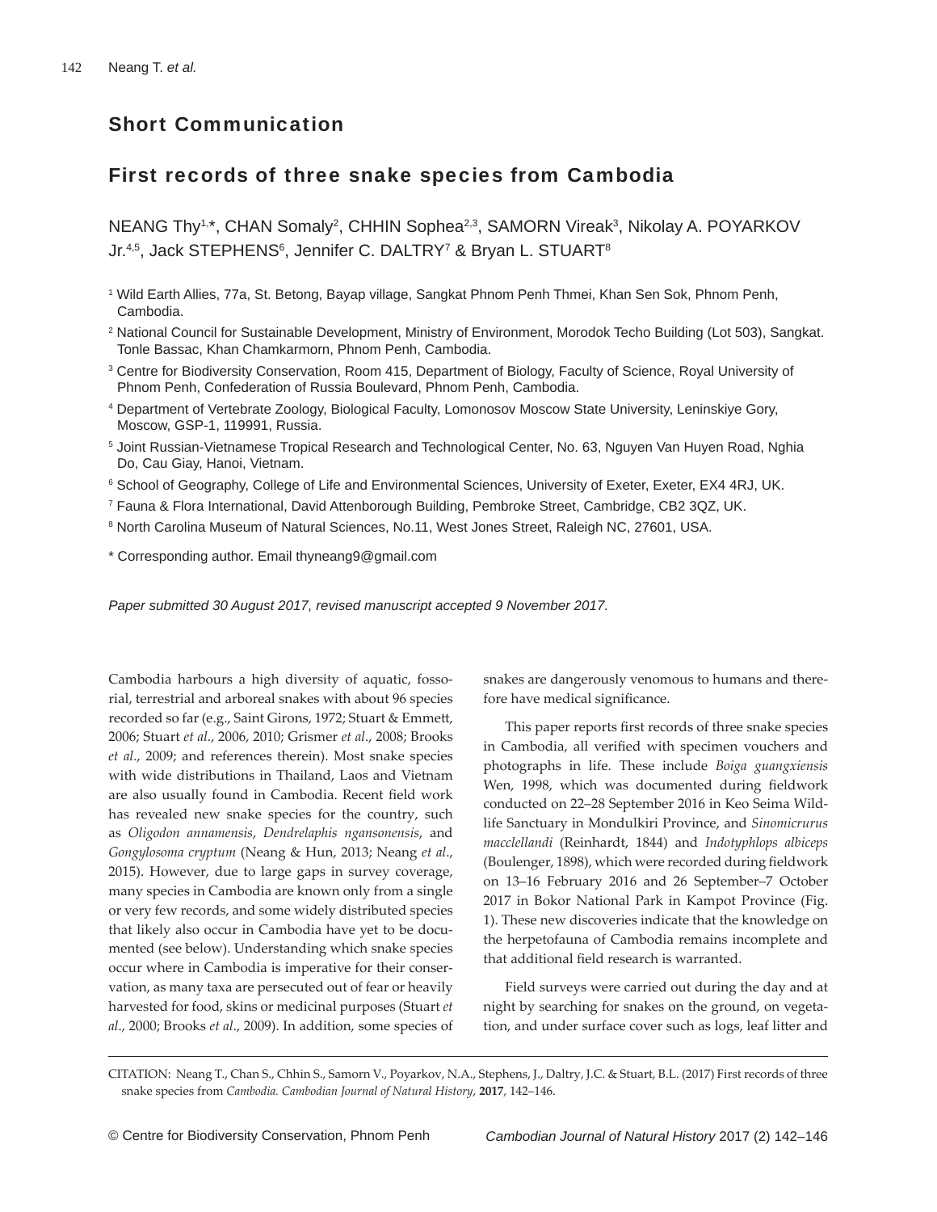## Short Communication

# First records of three snake species from Cambodia

NEANG Thy[1,*], CHAN Somaly[2], CHHIN Sophea[2,3], SAMORN Vireak[3], Nikolay A. POYARKOV Jr.[4,5], Jack STEPHENS[6], Jennifer C. DALTRY[7] & Bryan L. STUART[8]

[1] Wild Earth Allies, 77a, St. Betong, Bayap village, Sangkat Phnom Penh Thmei, Khan Sen Sok, Phnom Penh, Cambodia.

[2] National Council for Sustainable Development, Ministry of Environment, Morodok Techo Building (Lot 503), Sangkat. Tonle Bassac, Khan Chamkarmorn, Phnom Penh, Cambodia.

[3] Centre for Biodiversity Conservation, Room 415, Department of Biology, Faculty of Science, Royal University of Phnom Penh, Confederation of Russia Boulevard, Phnom Penh, Cambodia.

[4] Department of Vertebrate Zoology, Biological Faculty, Lomonosov Moscow State University, Leninskiye Gory, Moscow, GSP-1, 119991, Russia.

[5] Joint Russian-Vietnamese Tropical Research and Technological Center, No. 63, Nguyen Van Huyen Road, Nghia Do, Cau Giay, Hanoi, Vietnam.

[6] School of Geography, College of Life and Environmental Sciences, University of Exeter, Exeter, EX4 4RJ, UK.

[7] Fauna & Flora International, David Attenborough Building, Pembroke Street, Cambridge, CB2 3QZ, UK.

[8] North Carolina Museum of Natural Sciences, No.11, West Jones Street, Raleigh NC, 27601, USA.

\* Corresponding author. Email thyneang9@gmail.com

*Paper submitted 30 August 2017, revised manuscript accepted 9 November 2017.*

Cambodia harbours a high diversity of aquatic, fossorial, terrestrial and arboreal snakes with about 96 species recorded so far (e.g., Saint Girons, 1972; Stuart & Emmett, 2006; Stuart *et al*., 2006, 2010; Grismer *et al*., 2008; Brooks *et al*., 2009; and references therein). Most snake species with wide distributions in Thailand, Laos and Vietnam are also usually found in Cambodia. Recent field work has revealed new snake species for the country, such as *Oligodon annamensis*, *Dendrelaphis ngansonensis*, and *Gongylosoma cryptum* (Neang & Hun, 2013; Neang *et al*., 2015). However, due to large gaps in survey coverage, many species in Cambodia are known only from a single or very few records, and some widely distributed species that likely also occur in Cambodia have yet to be documented (see below). Understanding which snake species occur where in Cambodia is imperative for their conservation, as many taxa are persecuted out of fear or heavily harvested for food, skins or medicinal purposes (Stuart *et al*., 2000; Brooks *et al*., 2009). In addition, some species of snakes are dangerously venomous to humans and therefore have medical significance.

This paper reports first records of three snake species in Cambodia, all verified with specimen vouchers and photographs in life. These include *Boiga guangxiensis* Wen, 1998, which was documented during fieldwork conducted on 22–28 September 2016 in Keo Seima Wildlife Sanctuary in Mondulkiri Province, and *Sinomicrurus macclellandi* (Reinhardt, 1844) and *Indotyphlops albiceps* (Boulenger, 1898), which were recorded during fieldwork on 13–16 February 2016 and 26 September–7 October 2017 in Bokor National Park in Kampot Province (Fig. 1). These new discoveries indicate that the knowledge on the herpetofauna of Cambodia remains incomplete and that additional field research is warranted.

Field surveys were carried out during the day and at night by searching for snakes on the ground, on vegetation, and under surface cover such as logs, leaf litter and

CITATION: Neang T., Chan S., Chhin S., Samorn V., Poyarkov, N.A., Stephens, J., Daltry, J.C. & Stuart, B.L. (2017) First records of three snake species from *Cambodia. Cambodian Journal of Natural History*, **2017**, 142–146.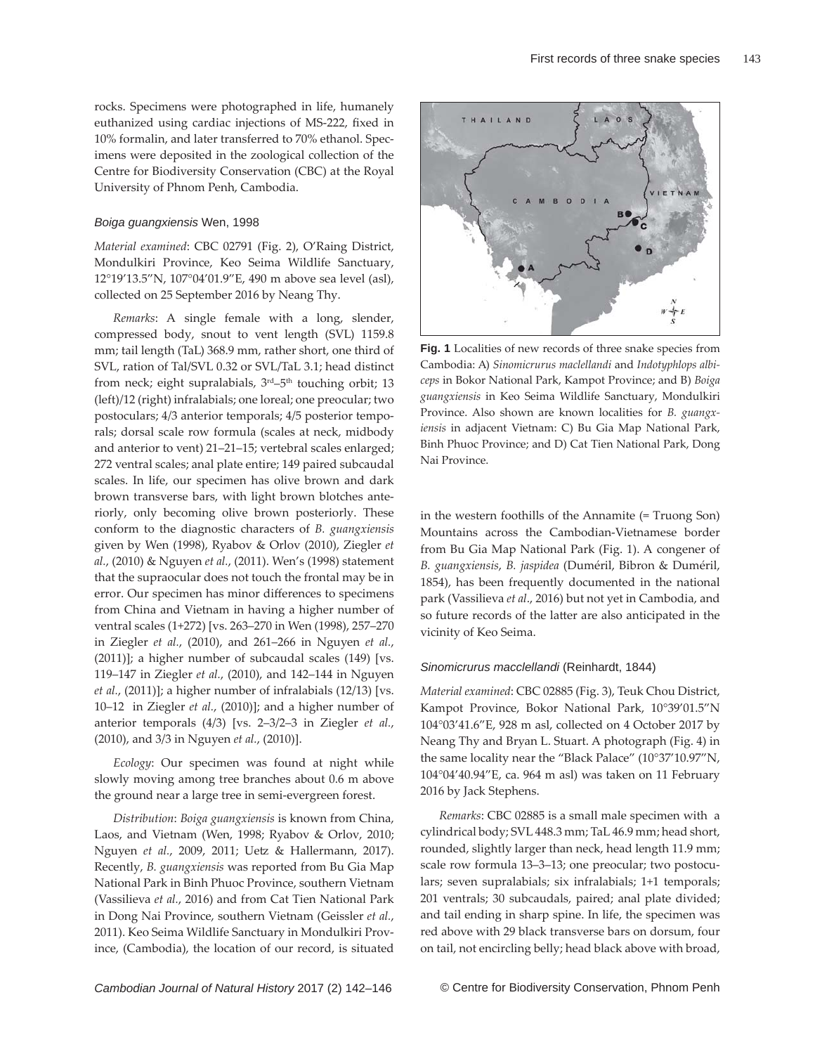rocks. Specimens were photographed in life, humanely euthanized using cardiac injections of MS-222, fixed in 10% formalin, and later transferred to 70% ethanol. Specimens were deposited in the zoological collection of the Centre for Biodiversity Conservation (CBC) at the Royal University of Phnom Penh, Cambodia.

### *Boiga guangxiensis* Wen, 1998

*Material examined*: CBC 02791 (Fig. 2), O'Raing District, Mondulkiri Province, Keo Seima Wildlife Sanctuary, 12°19'13.5"N, 107°04'01.9"E, 490 m above sea level (asl), collected on 25 September 2016 by Neang Thy.

*Remarks*: A single female with a long, slender, compressed body, snout to vent length (SVL) 1159.8 mm; tail length (TaL) 368.9 mm, rather short, one third of SVL, ration of Tal/SVL 0.32 or SVL/TaL 3.1; head distinct from neck; eight supralabials, 3rd–5th touching orbit; 13 (left)/12 (right) infralabials; one loreal; one preocular; two postoculars; 4/3 anterior temporals; 4/5 posterior temporals; dorsal scale row formula (scales at neck, midbody and anterior to vent) 21–21–15; vertebral scales enlarged; 272 ventral scales; anal plate entire; 149 paired subcaudal scales. In life, our specimen has olive brown and dark brown transverse bars, with light brown blotches anteriorly, only becoming olive brown posteriorly. These conform to the diagnostic characters of *B. guangxiensis* given by Wen (1998), Ryabov & Orlov (2010), Ziegler *et al.*, (2010) & Nguyen *et al.*, (2011). Wen's (1998) statement that the supraocular does not touch the frontal may be in error. Our specimen has minor differences to specimens from China and Vietnam in having a higher number of ventral scales (1+272) [vs. 263–270 in Wen (1998), 257–270 in Ziegler *et al.*, (2010), and 261–266 in Nguyen *et al.*, (2011)]; a higher number of subcaudal scales (149) [vs. 119–147 in Ziegler *et al.*, (2010), and 142–144 in Nguyen *et al.*, (2011)]; a higher number of infralabials (12/13) [vs. 10–12 in Ziegler *et al.*, (2010)]; and a higher number of anterior temporals (4/3) [vs. 2–3/2–3 in Ziegler *et al.*, (2010), and 3/3 in Nguyen *et al.*, (2010)].

*Ecology*: Our specimen was found at night while slowly moving among tree branches about 0.6 m above the ground near a large tree in semi-evergreen forest.

*Distribution*: *Boiga guangxiensis* is known from China, Laos, and Vietnam (Wen, 1998; Ryabov & Orlov, 2010; Nguyen *et al.*, 2009, 2011; Uetz & Hallermann, 2017). Recently, *B. guangxiensis* was reported from Bu Gia Map National Park in Binh Phuoc Province, southern Vietnam (Vassilieva *et al.*, 2016) and from Cat Tien National Park in Dong Nai Province, southern Vietnam (Geissler *et al.*, 2011). Keo Seima Wildlife Sanctuary in Mondulkiri Province, (Cambodia), the location of our record, is situated in the western foothills of the Annamite (= Truong Son) Mountains across the Cambodian-Vietnamese border from Bu Gia Map National Park (Fig. 1). A congener of *B. guangxiensis*, *B. jaspidea* (Duméril, Bibron & Duméril, 1854), has been frequently documented in the national park (Vassilieva *et al.*, 2016) but not yet in Cambodia, and so future records of the latter are also anticipated in the vicinity of Keo Seima.

**Fig. 1** Localities of new records of three snake species from Cambodia: A) *Sinomicrurus maclellandi* and *Indotyphlops albiceps* in Bokor National Park, Kampot Province; and B) *Boiga guangxiensis* in Keo Seima Wildlife Sanctuary, Mondulkiri Province. Also shown are known localities for *B. guangxiensis* in adjacent Vietnam: C) Bu Gia Map National Park, Binh Phuoc Province; and D) Cat Tien National Park, Dong Nai Province.

### *Sinomicrurus macclellandi* (Reinhardt, 1844)

*Material examined*: CBC 02885 (Fig. 3), Teuk Chou District, Kampot Province, Bokor National Park, 10°39'01.5"N 104°03'41.6"E, 928 m asl, collected on 4 October 2017 by Neang Thy and Bryan L. Stuart. A photograph (Fig. 4) in the same locality near the "Black Palace" (10°37'10.97"N, 104°04'40.94"E, ca. 964 m asl) was taken on 11 February 2016 by Jack Stephens.

*Remarks*: CBC 02885 is a small male specimen with a cylindrical body; SVL 448.3 mm; TaL 46.9 mm; head short, rounded, slightly larger than neck, head length 11.9 mm; scale row formula 13–3–13; one preocular; two postoculars; seven supralabials; six infralabials; 1+1 temporals; 201 ventrals; 30 subcaudals, paired; anal plate divided; and tail ending in sharp spine. In life, the specimen was red above with 29 black transverse bars on dorsum, four on tail, not encircling belly; head black above with broad,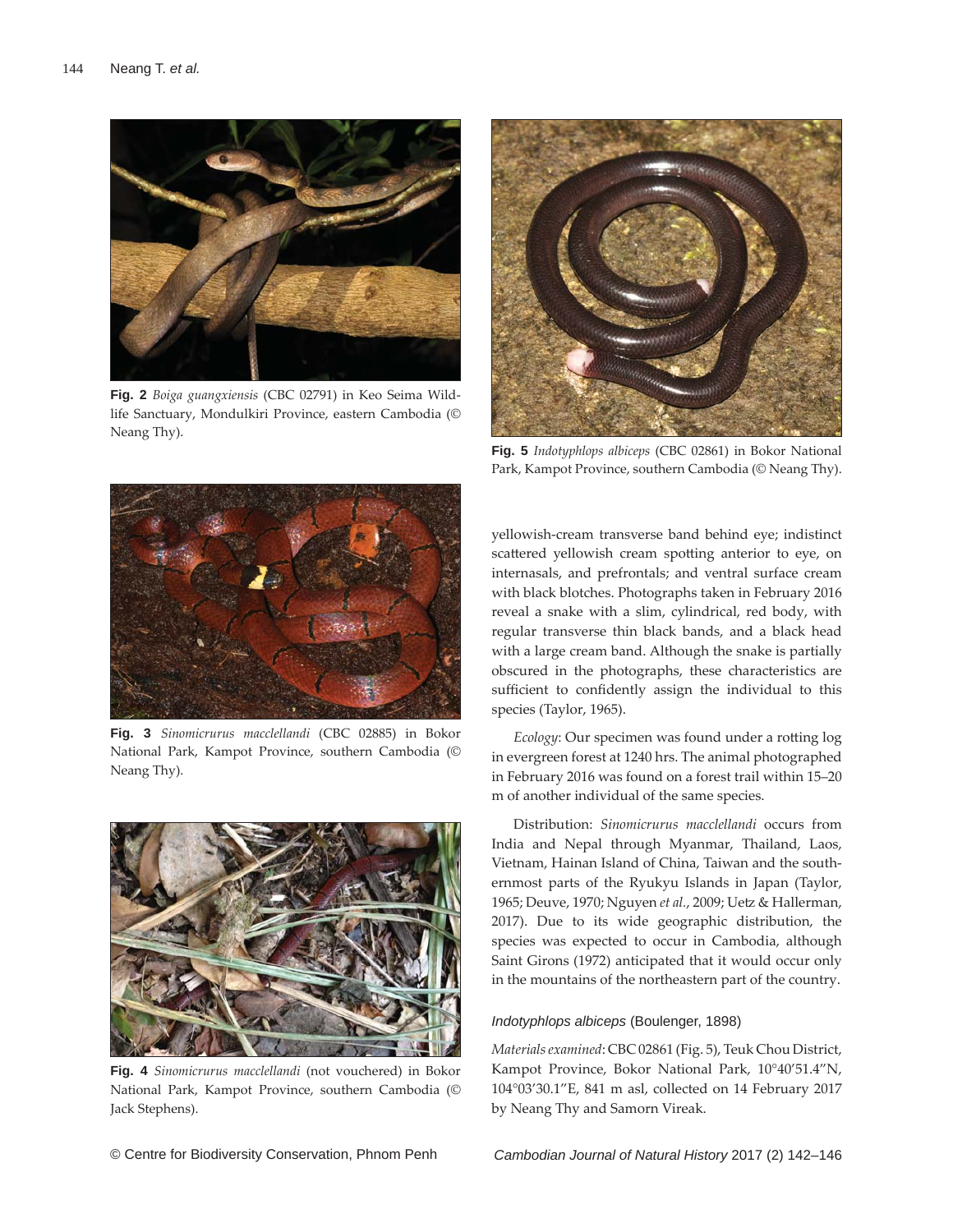**Fig. 2** *Boiga guangxiensis* (CBC 02791) in Keo Seima Wildlife Sanctuary, Mondulkiri Province, eastern Cambodia (© Neang Thy).

**Fig. 3** *Sinomicrurus macclellandi* (CBC 02885) in Bokor National Park, Kampot Province, southern Cambodia (© Neang Thy).

**Fig. 4** *Sinomicrurus macclellandi* (not vouchered) in Bokor National Park, Kampot Province, southern Cambodia (© Jack Stephens).

**Fig. 5** *Indotyphlops albiceps* (CBC 02861) in Bokor National Park, Kampot Province, southern Cambodia (© Neang Thy).

yellowish-cream transverse band behind eye; indistinct scattered yellowish cream spotting anterior to eye, on internasals, and prefrontals; and ventral surface cream with black blotches. Photographs taken in February 2016 reveal a snake with a slim, cylindrical, red body, with regular transverse thin black bands, and a black head with a large cream band. Although the snake is partially obscured in the photographs, these characteristics are sufficient to confidently assign the individual to this species (Taylor, 1965).

*Ecology*: Our specimen was found under a rotting log in evergreen forest at 1240 hrs. The animal photographed in February 2016 was found on a forest trail within 15–20 m of another individual of the same species.

Distribution: *Sinomicrurus macclellandi* occurs from India and Nepal through Myanmar, Thailand, Laos, Vietnam, Hainan Island of China, Taiwan and the southernmost parts of the Ryukyu Islands in Japan (Taylor, 1965; Deuve, 1970; Nguyen *et al.*, 2009; Uetz & Hallerman, 2017). Due to its wide geographic distribution, the species was expected to occur in Cambodia, although Saint Girons (1972) anticipated that it would occur only in the mountains of the northeastern part of the country.

### *Indotyphlops albiceps* (Boulenger, 1898)

*Materials examined*: CBC 02861 (Fig. 5), Teuk Chou District, Kampot Province, Bokor National Park, 10°40′51.4″N, 104°03′30.1″E, 841 m asl, collected on 14 February 2017 by Neang Thy and Samorn Vireak.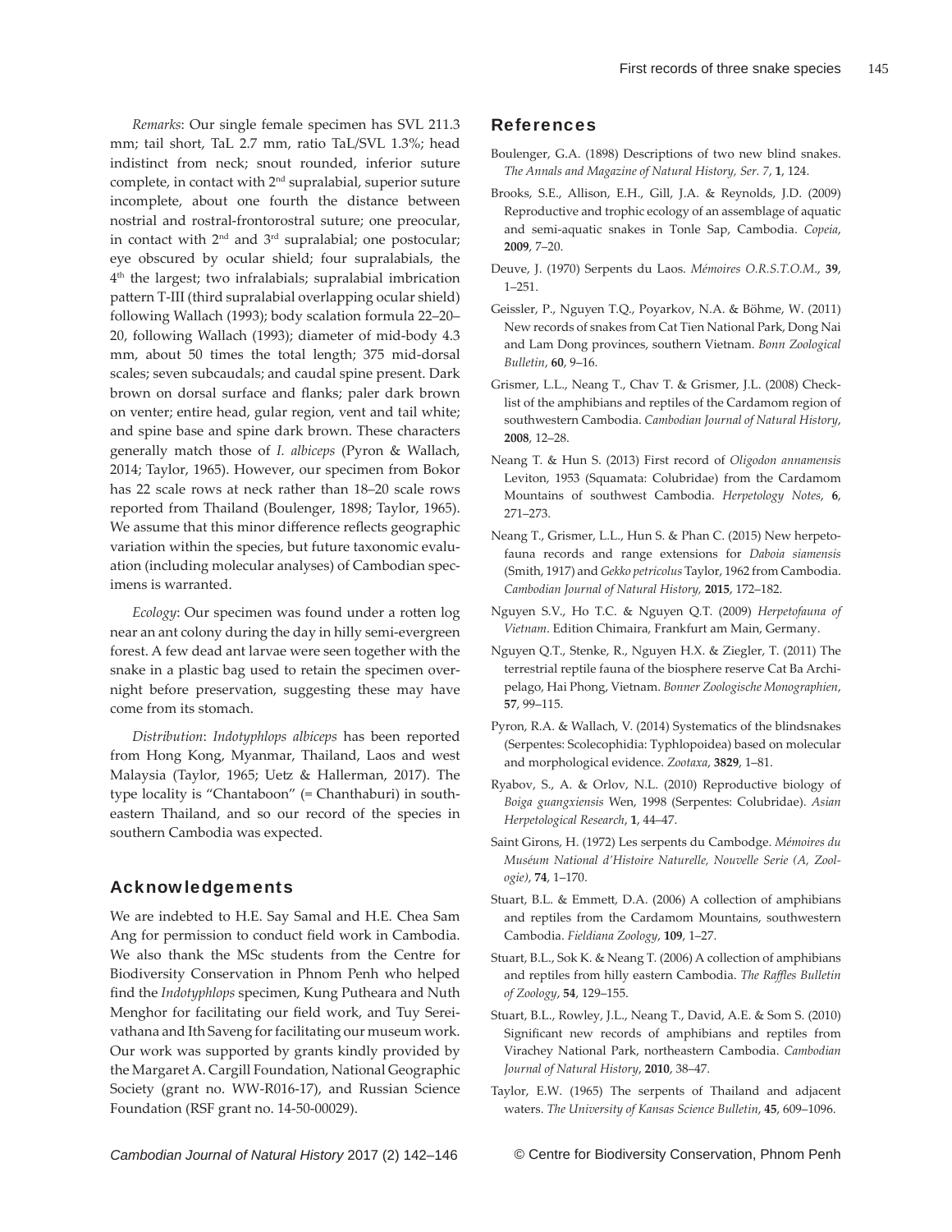*Remarks*: Our single female specimen has SVL 211.3 mm; tail short, TaL 2.7 mm, ratio TaL/SVL 1.3%; head indistinct from neck; snout rounded, inferior suture complete, in contact with 2nd supralabial, superior suture incomplete, about one fourth the distance between nostrial and rostral-frontorostral suture; one preocular, in contact with 2nd and 3rd supralabial; one postocular; eye obscured by ocular shield; four supralabials, the 4th the largest; two infralabials; supralabial imbrication pattern T-III (third supralabial overlapping ocular shield) following Wallach (1993); body scalation formula 22–20–20, following Wallach (1993); diameter of mid-body 4.3 mm, about 50 times the total length; 375 mid-dorsal scales; seven subcaudals; and caudal spine present. Dark brown on dorsal surface and flanks; paler dark brown on venter; entire head, gular region, vent and tail white; and spine base and spine dark brown. These characters generally match those of *I. albiceps* (Pyron & Wallach, 2014; Taylor, 1965). However, our specimen from Bokor has 22 scale rows at neck rather than 18–20 scale rows reported from Thailand (Boulenger, 1898; Taylor, 1965). We assume that this minor difference reflects geographic variation within the species, but future taxonomic evaluation (including molecular analyses) of Cambodian specimens is warranted.

*Ecology*: Our specimen was found under a rotten log near an ant colony during the day in hilly semi-evergreen forest. A few dead ant larvae were seen together with the snake in a plastic bag used to retain the specimen overnight before preservation, suggesting these may have come from its stomach.

*Distribution*: *Indotyphlops albiceps* has been reported from Hong Kong, Myanmar, Thailand, Laos and west Malaysia (Taylor, 1965; Uetz & Hallerman, 2017). The type locality is "Chantaboon" (= Chanthaburi) in southeastern Thailand, and so our record of the species in southern Cambodia was expected.

## Acknowledgements

We are indebted to H.E. Say Samal and H.E. Chea Sam Ang for permission to conduct field work in Cambodia. We also thank the MSc students from the Centre for Biodiversity Conservation in Phnom Penh who helped find the *Indotyphlops* specimen, Kung Putheara and Nuth Menghor for facilitating our field work, and Tuy Sereivathana and Ith Saveng for facilitating our museum work. Our work was supported by grants kindly provided by the Margaret A. Cargill Foundation, National Geographic Society (grant no. WW-R016-17), and Russian Science Foundation (RSF grant no. 14-50-00029).

## References

Boulenger, G.A. (1898) Descriptions of two new blind snakes. *The Annals and Magazine of Natural History, Ser. 7*, **1**, 124.

Brooks, S.E., Allison, E.H., Gill, J.A. & Reynolds, J.D. (2009) Reproductive and trophic ecology of an assemblage of aquatic and semi-aquatic snakes in Tonle Sap, Cambodia. *Copeia*, **2009**, 7–20.

Deuve, J. (1970) Serpents du Laos. *Mémoires O.R.S.T.O.M.*, **39**, 1–251.

Geissler, P., Nguyen T.Q., Poyarkov, N.A. & Böhme, W. (2011) New records of snakes from Cat Tien National Park, Dong Nai and Lam Dong provinces, southern Vietnam. *Bonn Zoological Bulletin*, **60**, 9–16.

Grismer, L.L., Neang T., Chav T. & Grismer, J.L. (2008) Checklist of the amphibians and reptiles of the Cardamom region of southwestern Cambodia. *Cambodian Journal of Natural History*, **2008**, 12–28.

Neang T. & Hun S. (2013) First record of *Oligodon annamensis* Leviton, 1953 (Squamata: Colubridae) from the Cardamom Mountains of southwest Cambodia. *Herpetology Notes*, **6**, 271–273.

Neang T., Grismer, L.L., Hun S. & Phan C. (2015) New herpetofauna records and range extensions for *Daboia siamensis* (Smith, 1917) and *Gekko petricolus* Taylor, 1962 from Cambodia. *Cambodian Journal of Natural History*, **2015**, 172–182.

Nguyen S.V., Ho T.C. & Nguyen Q.T. (2009) *Herpetofauna of Vietnam*. Edition Chimaira, Frankfurt am Main, Germany.

Nguyen Q.T., Stenke, R., Nguyen H.X. & Ziegler, T. (2011) The terrestrial reptile fauna of the biosphere reserve Cat Ba Archipelago, Hai Phong, Vietnam. *Bonner Zoologische Monographien*, **57**, 99–115.

Pyron, R.A. & Wallach, V. (2014) Systematics of the blindsnakes (Serpentes: Scolecophidia: Typhlopoidea) based on molecular and morphological evidence. *Zootaxa*, **3829**, 1–81.

Ryabov, S., A. & Orlov, N.L. (2010) Reproductive biology of *Boiga guangxiensis* Wen, 1998 (Serpentes: Colubridae). *Asian Herpetological Research*, **1**, 44–47.

Saint Girons, H. (1972) Les serpents du Cambodge. *Mémoires du Muséum National d'Histoire Naturelle, Nouvelle Serie (A, Zoologie)*, **74**, 1–170.

Stuart, B.L. & Emmett, D.A. (2006) A collection of amphibians and reptiles from the Cardamom Mountains, southwestern Cambodia. *Fieldiana Zoology*, **109**, 1–27.

Stuart, B.L., Sok K. & Neang T. (2006) A collection of amphibians and reptiles from hilly eastern Cambodia. *The Raffles Bulletin of Zoology*, **54**, 129–155.

Stuart, B.L., Rowley, J.L., Neang T., David, A.E. & Som S. (2010) Significant new records of amphibians and reptiles from Virachey National Park, northeastern Cambodia. *Cambodian Journal of Natural History*, **2010**, 38–47.

Taylor, E.W. (1965) The serpents of Thailand and adjacent waters. *The University of Kansas Science Bulletin*, **45**, 609–1096.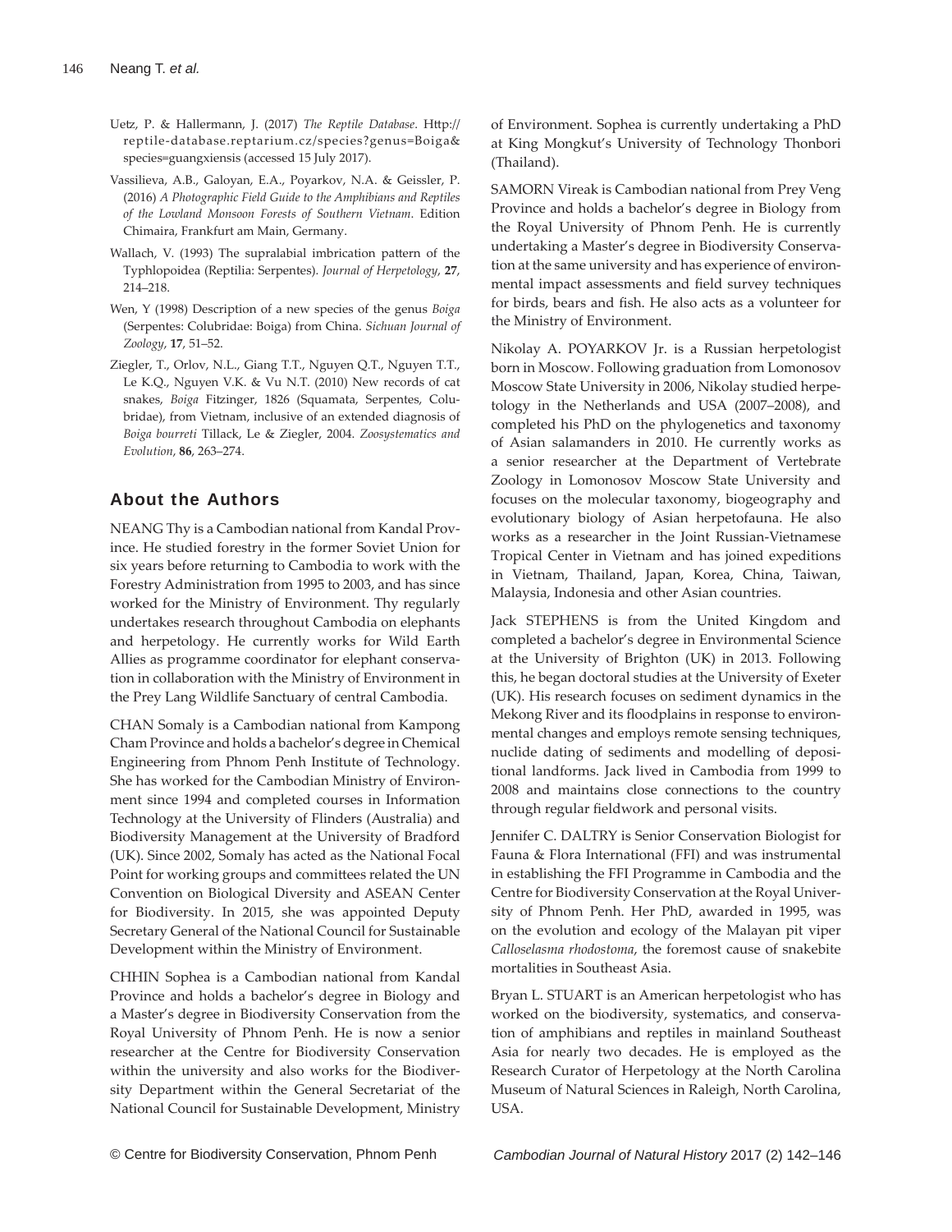Uetz, P. & Hallermann, J. (2017) *The Reptile Database*. Http://reptile-database.reptarium.cz/species?genus=Boiga&species=guangxiensis (accessed 15 July 2017).

Vassilieva, A.B., Galoyan, E.A., Poyarkov, N.A. & Geissler, P. (2016) *A Photographic Field Guide to the Amphibians and Reptiles of the Lowland Monsoon Forests of Southern Vietnam*. Edition Chimaira, Frankfurt am Main, Germany.

Wallach, V. (1993) The supralabial imbrication pattern of the Typhlopoidea (Reptilia: Serpentes). *Journal of Herpetology*, **27**, 214–218.

Wen, Y (1998) Description of a new species of the genus *Boiga* (Serpentes: Colubridae: Boiga) from China. *Sichuan Journal of Zoology*, **17**, 51–52.

Ziegler, T., Orlov, N.L., Giang T.T., Nguyen Q.T., Nguyen T.T., Le K.Q., Nguyen V.K. & Vu N.T. (2010) New records of cat snakes, *Boiga* Fitzinger, 1826 (Squamata, Serpentes, Colubridae), from Vietnam, inclusive of an extended diagnosis of *Boiga bourreti* Tillack, Le & Ziegler, 2004. *Zoosystematics and Evolution*, **86**, 263–274.

## About the Authors

NEANG Thy is a Cambodian national from Kandal Province. He studied forestry in the former Soviet Union for six years before returning to Cambodia to work with the Forestry Administration from 1995 to 2003, and has since worked for the Ministry of Environment. Thy regularly undertakes research throughout Cambodia on elephants and herpetology. He currently works for Wild Earth Allies as programme coordinator for elephant conservation in collaboration with the Ministry of Environment in the Prey Lang Wildlife Sanctuary of central Cambodia.

CHAN Somaly is a Cambodian national from Kampong Cham Province and holds a bachelor's degree in Chemical Engineering from Phnom Penh Institute of Technology. She has worked for the Cambodian Ministry of Environment since 1994 and completed courses in Information Technology at the University of Flinders (Australia) and Biodiversity Management at the University of Bradford (UK). Since 2002, Somaly has acted as the National Focal Point for working groups and committees related the UN Convention on Biological Diversity and ASEAN Center for Biodiversity. In 2015, she was appointed Deputy Secretary General of the National Council for Sustainable Development within the Ministry of Environment.

CHHIN Sophea is a Cambodian national from Kandal Province and holds a bachelor's degree in Biology and a Master's degree in Biodiversity Conservation from the Royal University of Phnom Penh. He is now a senior researcher at the Centre for Biodiversity Conservation within the university and also works for the Biodiversity Department within the General Secretariat of the National Council for Sustainable Development, Ministry of Environment. Sophea is currently undertaking a PhD at King Mongkut's University of Technology Thonbori (Thailand).

SAMORN Vireak is Cambodian national from Prey Veng Province and holds a bachelor's degree in Biology from the Royal University of Phnom Penh. He is currently undertaking a Master's degree in Biodiversity Conservation at the same university and has experience of environmental impact assessments and field survey techniques for birds, bears and fish. He also acts as a volunteer for the Ministry of Environment.

Nikolay A. POYARKOV Jr. is a Russian herpetologist born in Moscow. Following graduation from Lomonosov Moscow State University in 2006, Nikolay studied herpetology in the Netherlands and USA (2007–2008), and completed his PhD on the phylogenetics and taxonomy of Asian salamanders in 2010. He currently works as a senior researcher at the Department of Vertebrate Zoology in Lomonosov Moscow State University and focuses on the molecular taxonomy, biogeography and evolutionary biology of Asian herpetofauna. He also works as a researcher in the Joint Russian-Vietnamese Tropical Center in Vietnam and has joined expeditions in Vietnam, Thailand, Japan, Korea, China, Taiwan, Malaysia, Indonesia and other Asian countries.

Jack STEPHENS is from the United Kingdom and completed a bachelor's degree in Environmental Science at the University of Brighton (UK) in 2013. Following this, he began doctoral studies at the University of Exeter (UK). His research focuses on sediment dynamics in the Mekong River and its floodplains in response to environmental changes and employs remote sensing techniques, nuclide dating of sediments and modelling of depositional landforms. Jack lived in Cambodia from 1999 to 2008 and maintains close connections to the country through regular fieldwork and personal visits.

Jennifer C. DALTRY is Senior Conservation Biologist for Fauna & Flora International (FFI) and was instrumental in establishing the FFI Programme in Cambodia and the Centre for Biodiversity Conservation at the Royal University of Phnom Penh. Her PhD, awarded in 1995, was on the evolution and ecology of the Malayan pit viper *Calloselasma rhodostoma*, the foremost cause of snakebite mortalities in Southeast Asia.

Bryan L. STUART is an American herpetologist who has worked on the biodiversity, systematics, and conservation of amphibians and reptiles in mainland Southeast Asia for nearly two decades. He is employed as the Research Curator of Herpetology at the North Carolina Museum of Natural Sciences in Raleigh, North Carolina, USA.